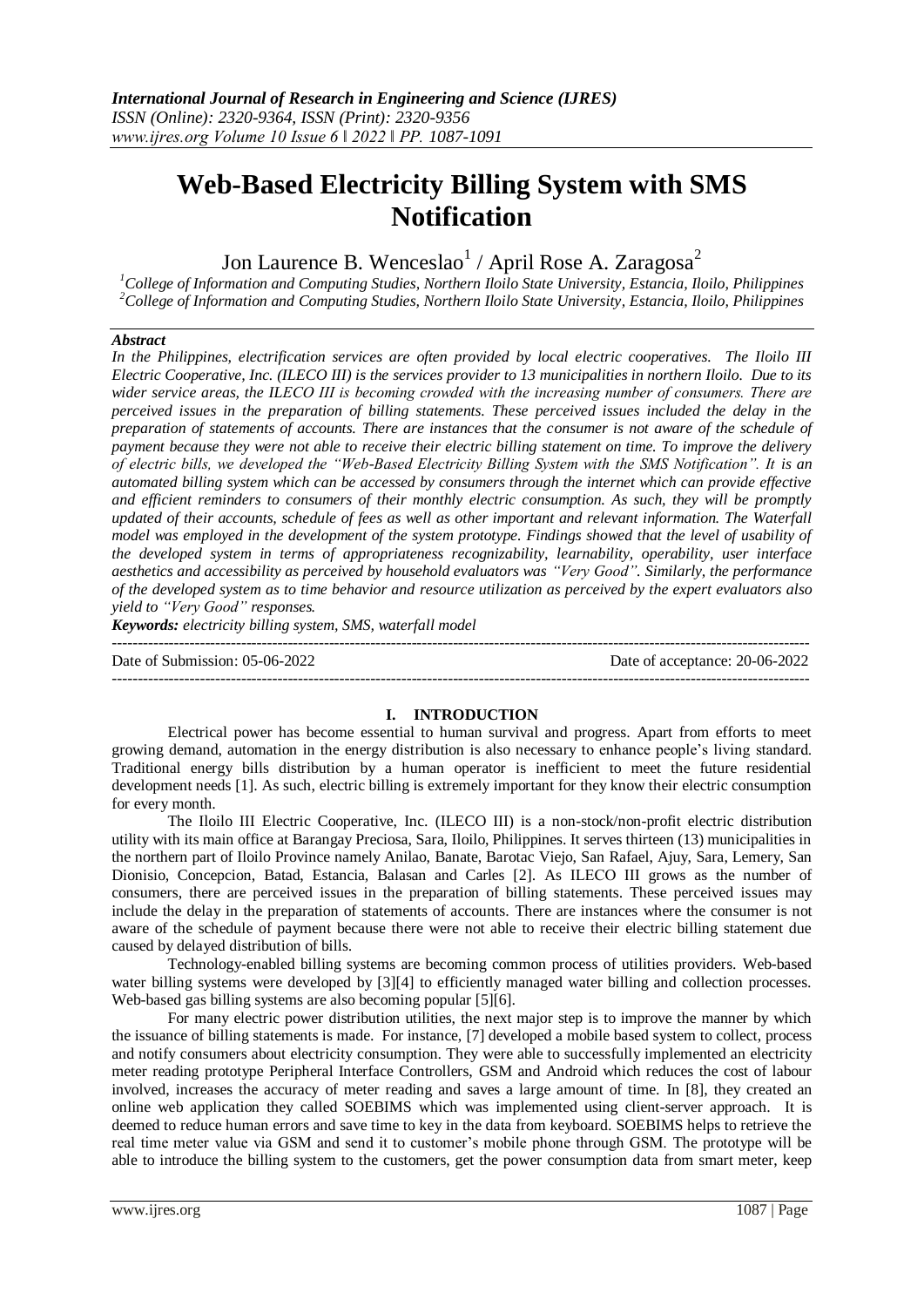# Web-Based Electricity Billing System with SMS Notification

Jon Laurence B. Wenceslao[1] / April Rose A. Zaragosa[2]

[1]College of Information and Computing Studies, Northern Iloilo State University, Estancia, Iloilo, Philippines
[2]College of Information and Computing Studies, Northern Iloilo State University, Estancia, Iloilo, Philippines

***Abstract***

*In the Philippines, electrification services are often provided by local electric cooperatives. The Iloilo III Electric Cooperative, Inc. (ILECO III) is the services provider to 13 municipalities in northern Iloilo. Due to its wider service areas, the ILECO III is becoming crowded with the increasing number of consumers. There are perceived issues in the preparation of billing statements. These perceived issues included the delay in the preparation of statements of accounts. There are instances that the consumer is not aware of the schedule of payment because they were not able to receive their electric billing statement on time. To improve the delivery of electric bills, we developed the "Web-Based Electricity Billing System with the SMS Notification". It is an automated billing system which can be accessed by consumers through the internet which can provide effective and efficient reminders to consumers of their monthly electric consumption. As such, they will be promptly updated of their accounts, schedule of fees as well as other important and relevant information. The Waterfall model was employed in the development of the system prototype. Findings showed that the level of usability of the developed system in terms of appropriateness recognizability, learnability, operability, user interface aesthetics and accessibility as perceived by household evaluators was "Very Good". Similarly, the performance of the developed system as to time behavior and resource utilization as perceived by the expert evaluators also yield to "Very Good" responses.*

***Keywords:** electricity billing system, SMS, waterfall model*

---

Date of Submission: 05-06-2022 Date of acceptance: 20-06-2022

---

## I. INTRODUCTION

Electrical power has become essential to human survival and progress. Apart from efforts to meet growing demand, automation in the energy distribution is also necessary to enhance people's living standard. Traditional energy bills distribution by a human operator is inefficient to meet the future residential development needs [1]. As such, electric billing is extremely important for they know their electric consumption for every month.

The Iloilo III Electric Cooperative, Inc. (ILECO III) is a non-stock/non-profit electric distribution utility with its main office at Barangay Preciosa, Sara, Iloilo, Philippines. It serves thirteen (13) municipalities in the northern part of Iloilo Province namely Anilao, Banate, Barotac Viejo, San Rafael, Ajuy, Sara, Lemery, San Dionisio, Concepcion, Batad, Estancia, Balasan and Carles [2]. As ILECO III grows as the number of consumers, there are perceived issues in the preparation of billing statements. These perceived issues may include the delay in the preparation of statements of accounts. There are instances where the consumer is not aware of the schedule of payment because there were not able to receive their electric billing statement due caused by delayed distribution of bills.

Technology-enabled billing systems are becoming common process of utilities providers. Web-based water billing systems were developed by [3][4] to efficiently managed water billing and collection processes. Web-based gas billing systems are also becoming popular [5][6].

For many electric power distribution utilities, the next major step is to improve the manner by which the issuance of billing statements is made. For instance, [7] developed a mobile based system to collect, process and notify consumers about electricity consumption. They were able to successfully implemented an electricity meter reading prototype Peripheral Interface Controllers, GSM and Android which reduces the cost of labour involved, increases the accuracy of meter reading and saves a large amount of time. In [8], they created an online web application they called SOEBIMS which was implemented using client-server approach. It is deemed to reduce human errors and save time to key in the data from keyboard. SOEBIMS helps to retrieve the real time meter value via GSM and send it to customer's mobile phone through GSM. The prototype will be able to introduce the billing system to the customers, get the power consumption data from smart meter, keep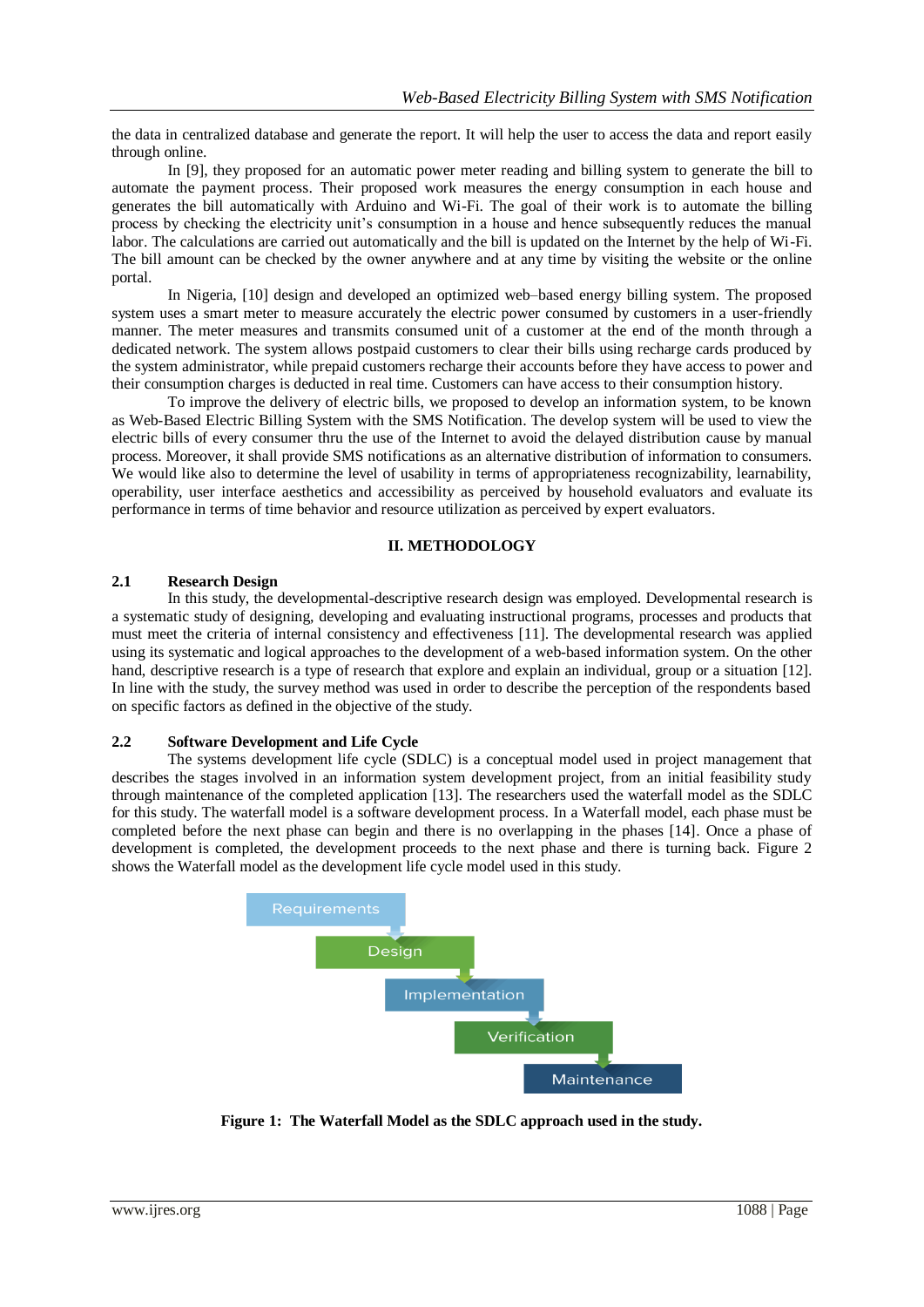the data in centralized database and generate the report. It will help the user to access the data and report easily through online.

In [9], they proposed for an automatic power meter reading and billing system to generate the bill to automate the payment process. Their proposed work measures the energy consumption in each house and generates the bill automatically with Arduino and Wi-Fi. The goal of their work is to automate the billing process by checking the electricity unit's consumption in a house and hence subsequently reduces the manual labor. The calculations are carried out automatically and the bill is updated on the Internet by the help of Wi-Fi. The bill amount can be checked by the owner anywhere and at any time by visiting the website or the online portal.

In Nigeria, [10] design and developed an optimized web–based energy billing system. The proposed system uses a smart meter to measure accurately the electric power consumed by customers in a user-friendly manner. The meter measures and transmits consumed unit of a customer at the end of the month through a dedicated network. The system allows postpaid customers to clear their bills using recharge cards produced by the system administrator, while prepaid customers recharge their accounts before they have access to power and their consumption charges is deducted in real time. Customers can have access to their consumption history.

To improve the delivery of electric bills, we proposed to develop an information system, to be known as Web-Based Electric Billing System with the SMS Notification. The develop system will be used to view the electric bills of every consumer thru the use of the Internet to avoid the delayed distribution cause by manual process. Moreover, it shall provide SMS notifications as an alternative distribution of information to consumers. We would like also to determine the level of usability in terms of appropriateness recognizability, learnability, operability, user interface aesthetics and accessibility as perceived by household evaluators and evaluate its performance in terms of time behavior and resource utilization as perceived by expert evaluators.

## II. METHODOLOGY

### 2.1 Research Design

In this study, the developmental-descriptive research design was employed. Developmental research is a systematic study of designing, developing and evaluating instructional programs, processes and products that must meet the criteria of internal consistency and effectiveness [11]. The developmental research was applied using its systematic and logical approaches to the development of a web-based information system. On the other hand, descriptive research is a type of research that explore and explain an individual, group or a situation [12]. In line with the study, the survey method was used in order to describe the perception of the respondents based on specific factors as defined in the objective of the study.

### 2.2 Software Development and Life Cycle

The systems development life cycle (SDLC) is a conceptual model used in project management that describes the stages involved in an information system development project, from an initial feasibility study through maintenance of the completed application [13]. The researchers used the waterfall model as the SDLC for this study. The waterfall model is a software development process. In a Waterfall model, each phase must be completed before the next phase can begin and there is no overlapping in the phases [14]. Once a phase of development is completed, the development proceeds to the next phase and there is turning back. Figure 2 shows the Waterfall model as the development life cycle model used in this study.

Requirements → Design → Implementation → Verification → Maintenance

**Figure 1: The Waterfall Model as the SDLC approach used in the study.**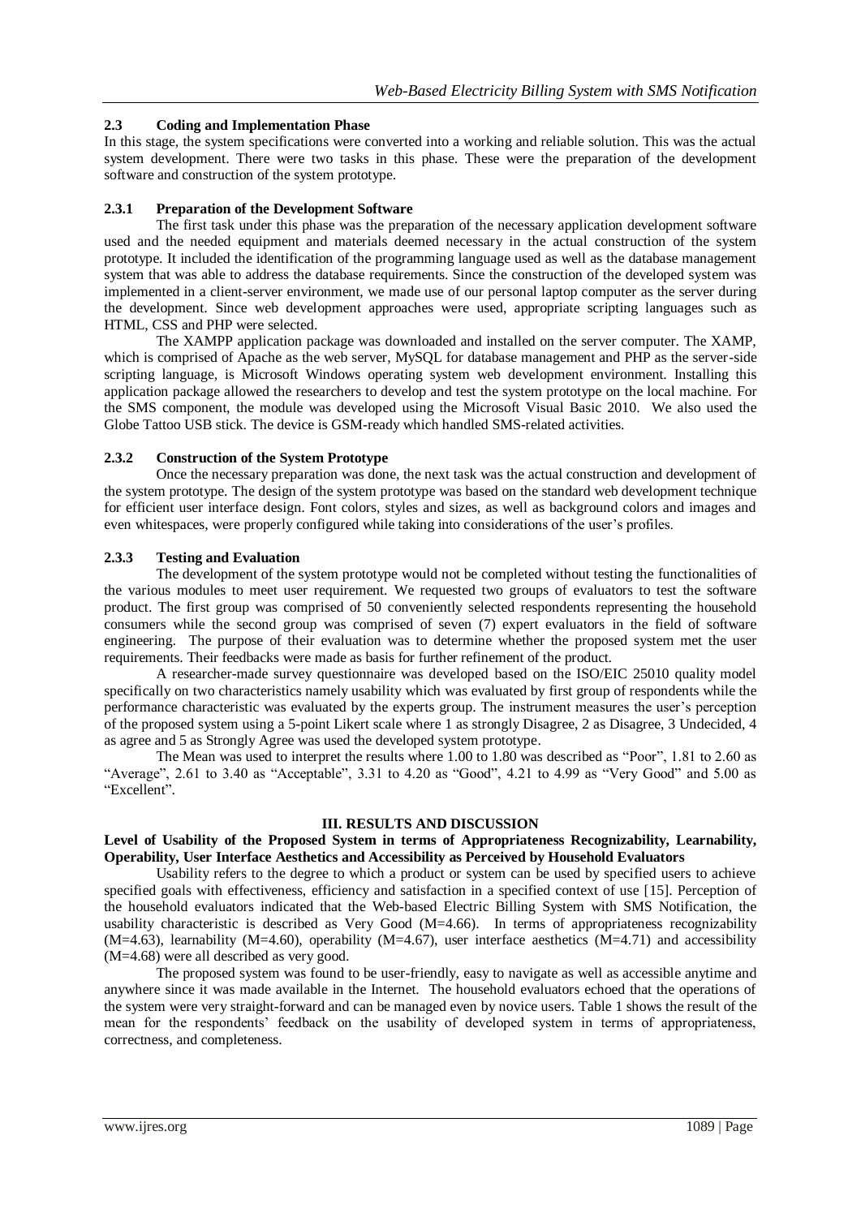### 2.3 Coding and Implementation Phase

In this stage, the system specifications were converted into a working and reliable solution. This was the actual system development. There were two tasks in this phase. These were the preparation of the development software and construction of the system prototype.

#### 2.3.1 Preparation of the Development Software

The first task under this phase was the preparation of the necessary application development software used and the needed equipment and materials deemed necessary in the actual construction of the system prototype. It included the identification of the programming language used as well as the database management system that was able to address the database requirements. Since the construction of the developed system was implemented in a client-server environment, we made use of our personal laptop computer as the server during the development. Since web development approaches were used, appropriate scripting languages such as HTML, CSS and PHP were selected.

The XAMPP application package was downloaded and installed on the server computer. The XAMP, which is comprised of Apache as the web server, MySQL for database management and PHP as the server-side scripting language, is Microsoft Windows operating system web development environment. Installing this application package allowed the researchers to develop and test the system prototype on the local machine. For the SMS component, the module was developed using the Microsoft Visual Basic 2010. We also used the Globe Tattoo USB stick. The device is GSM-ready which handled SMS-related activities.

#### 2.3.2 Construction of the System Prototype

Once the necessary preparation was done, the next task was the actual construction and development of the system prototype. The design of the system prototype was based on the standard web development technique for efficient user interface design. Font colors, styles and sizes, as well as background colors and images and even whitespaces, were properly configured while taking into considerations of the user's profiles.

#### 2.3.3 Testing and Evaluation

The development of the system prototype would not be completed without testing the functionalities of the various modules to meet user requirement. We requested two groups of evaluators to test the software product. The first group was comprised of 50 conveniently selected respondents representing the household consumers while the second group was comprised of seven (7) expert evaluators in the field of software engineering. The purpose of their evaluation was to determine whether the proposed system met the user requirements. Their feedbacks were made as basis for further refinement of the product.

A researcher-made survey questionnaire was developed based on the ISO/EIC 25010 quality model specifically on two characteristics namely usability which was evaluated by first group of respondents while the performance characteristic was evaluated by the experts group. The instrument measures the user's perception of the proposed system using a 5-point Likert scale where 1 as strongly Disagree, 2 as Disagree, 3 Undecided, 4 as agree and 5 as Strongly Agree was used the developed system prototype.

The Mean was used to interpret the results where 1.00 to 1.80 was described as "Poor", 1.81 to 2.60 as "Average", 2.61 to 3.40 as "Acceptable", 3.31 to 4.20 as "Good", 4.21 to 4.99 as "Very Good" and 5.00 as "Excellent".

## III. RESULTS AND DISCUSSION

**Level of Usability of the Proposed System in terms of Appropriateness Recognizability, Learnability, Operability, User Interface Aesthetics and Accessibility as Perceived by Household Evaluators**

Usability refers to the degree to which a product or system can be used by specified users to achieve specified goals with effectiveness, efficiency and satisfaction in a specified context of use [15]. Perception of the household evaluators indicated that the Web-based Electric Billing System with SMS Notification, the usability characteristic is described as Very Good (M=4.66). In terms of appropriateness recognizability (M=4.63), learnability (M=4.60), operability (M=4.67), user interface aesthetics (M=4.71) and accessibility (M=4.68) were all described as very good.

The proposed system was found to be user-friendly, easy to navigate as well as accessible anytime and anywhere since it was made available in the Internet. The household evaluators echoed that the operations of the system were very straight-forward and can be managed even by novice users. Table 1 shows the result of the mean for the respondents' feedback on the usability of developed system in terms of appropriateness, correctness, and completeness.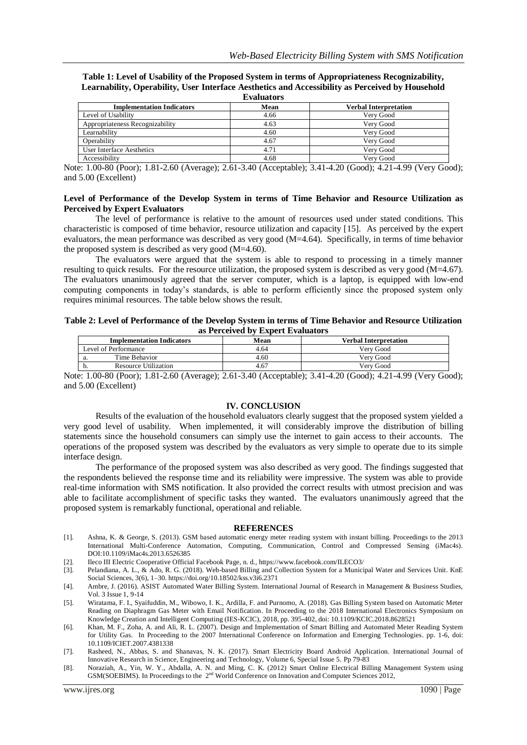**Table 1: Level of Usability of the Proposed System in terms of Appropriateness Recognizability, Learnability, Operability, User Interface Aesthetics and Accessibility as Perceived by Household Evaluators**

| Implementation Indicators | Mean | Verbal Interpretation |
|---|---|---|
| Level of Usability | 4.66 | Very Good |
| Appropriateness Recognizability | 4.63 | Very Good |
| Learnability | 4.60 | Very Good |
| Operability | 4.67 | Very Good |
| User Interface Aesthetics | 4.71 | Very Good |
| Accessibility | 4.68 | Very Good |

Note: 1.00-80 (Poor); 1.81-2.60 (Average); 2.61-3.40 (Acceptable); 3.41-4.20 (Good); 4.21-4.99 (Very Good); and 5.00 (Excellent)

**Level of Performance of the Develop System in terms of Time Behavior and Resource Utilization as Perceived by Expert Evaluators**

The level of performance is relative to the amount of resources used under stated conditions. This characteristic is composed of time behavior, resource utilization and capacity [15]. As perceived by the expert evaluators, the mean performance was described as very good (M=4.64). Specifically, in terms of time behavior the proposed system is described as very good (M=4.60).

The evaluators were argued that the system is able to respond to processing in a timely manner resulting to quick results. For the resource utilization, the proposed system is described as very good (M=4.67). The evaluators unanimously agreed that the server computer, which is a laptop, is equipped with low-end computing components in today's standards, is able to perform efficiently since the proposed system only requires minimal resources. The table below shows the result.

**Table 2: Level of Performance of the Develop System in terms of Time Behavior and Resource Utilization as Perceived by Expert Evaluators**

| Implementation Indicators | Mean | Verbal Interpretation |
|---|---|---|
| Level of Performance | 4.64 | Very Good |
| a. Time Behavior | 4.60 | Very Good |
| b. Resource Utilization | 4.67 | Very Good |

Note: 1.00-80 (Poor); 1.81-2.60 (Average); 2.61-3.40 (Acceptable); 3.41-4.20 (Good); 4.21-4.99 (Very Good); and 5.00 (Excellent)

## IV. CONCLUSION

Results of the evaluation of the household evaluators clearly suggest that the proposed system yielded a very good level of usability. When implemented, it will considerably improve the distribution of billing statements since the household consumers can simply use the internet to gain access to their accounts. The operations of the proposed system was described by the evaluators as very simple to operate due to its simple interface design.

The performance of the proposed system was also described as very good. The findings suggested that the respondents believed the response time and its reliability were impressive. The system was able to provide real-time information with SMS notification. It also provided the correct results with utmost precision and was able to facilitate accomplishment of specific tasks they wanted. The evaluators unanimously agreed that the proposed system is remarkably functional, operational and reliable.

## REFERENCES

[1]. Ashna, K. & George, S. (2013). GSM based automatic energy meter reading system with instant billing. Proceedings to the 2013 International Multi-Conference Automation, Computing, Communication, Control and Compressed Sensing (iMac4s). DOI:10.1109/iMac4s.2013.6526385

[2]. Ileco III Electric Cooperative Official Facebook Page, n. d., https://www.facebook.com/ILECO3/

[3]. Pelandiana, A. L., & Ado, R. G. (2018). Web-based Billing and Collection System for a Municipal Water and Services Unit. KnE Social Sciences, 3(6), 1–30. https://doi.org/10.18502/kss.v3i6.2371

[4]. Ambre, J. (2016). ASIST Automated Water Billing System. International Journal of Research in Management & Business Studies, Vol. 3 Issue 1, 9-14

[5]. Wiratama, F. I., Syaifuddin, M., Wibowo, I. K., Ardilla, F. and Purnomo, A. (2018). Gas Billing System based on Automatic Meter Reading on Diaphragm Gas Meter with Email Notification. In Proceeding to the 2018 International Electronics Symposium on Knowledge Creation and Intelligent Computing (IES-KCIC), 2018, pp. 395-402, doi: 10.1109/KCIC.2018.8628521

[6]. Khan, M. F., Zoha, A. and Ali, R. L. (2007). Design and Implementation of Smart Billing and Automated Meter Reading System for Utility Gas. In Proceeding to the 2007 International Conference on Information and Emerging Technologies. pp. 1-6, doi: 10.1109/ICIET.2007.4381338

[7]. Rasheed, N., Abbas, S. and Shanavas, N. K. (2017). Smart Electricity Board Android Application. International Journal of Innovative Research in Science, Engineering and Technology, Volume 6, Special Issue 5. Pp 79-83

[8]. Noraziah, A., Yin, W. Y., Abdalla, A. N. and Ming, C. K. (2012) Smart Online Electrical Billing Management System using GSM(SOEBIMS). In Proceedings to the 2nd World Conference on Innovation and Computer Sciences 2012,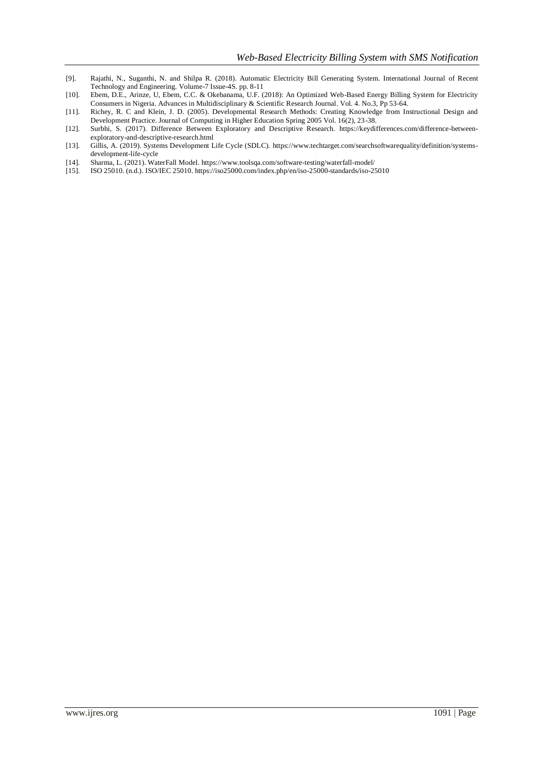[9]. Rajathi, N., Suganthi, N. and Shilpa R. (2018). Automatic Electricity Bill Generating System. International Journal of Recent Technology and Engineering. Volume-7 Issue-4S. pp. 8-11

[10]. Ebem, D.E., Arinze, U, Ebem, C.C. & Okebanama, U.F. (2018): An Optimized Web-Based Energy Billing System for Electricity Consumers in Nigeria. Advances in Multidisciplinary & Scientific Research Journal. Vol. 4. No.3, Pp 53-64.

[11]. Richey, R. C and Klein, J. D. (2005). Developmental Research Methods: Creating Knowledge from Instructional Design and Development Practice. Journal of Computing in Higher Education Spring 2005 Vol. 16(2), 23-38.

[12]. Surbhi, S. (2017). Difference Between Exploratory and Descriptive Research. https://keydifferences.com/difference-between-exploratory-and-descriptive-research.html

[13]. Gillis, A. (2019). Systems Development Life Cycle (SDLC). https://www.techtarget.com/searchsoftwarequality/definition/systems-development-life-cycle

[14]. Sharma, L. (2021). WaterFall Model. https://www.toolsqa.com/software-testing/waterfall-model/

[15]. ISO 25010. (n.d.). ISO/IEC 25010. https://iso25000.com/index.php/en/iso-25000-standards/iso-25010